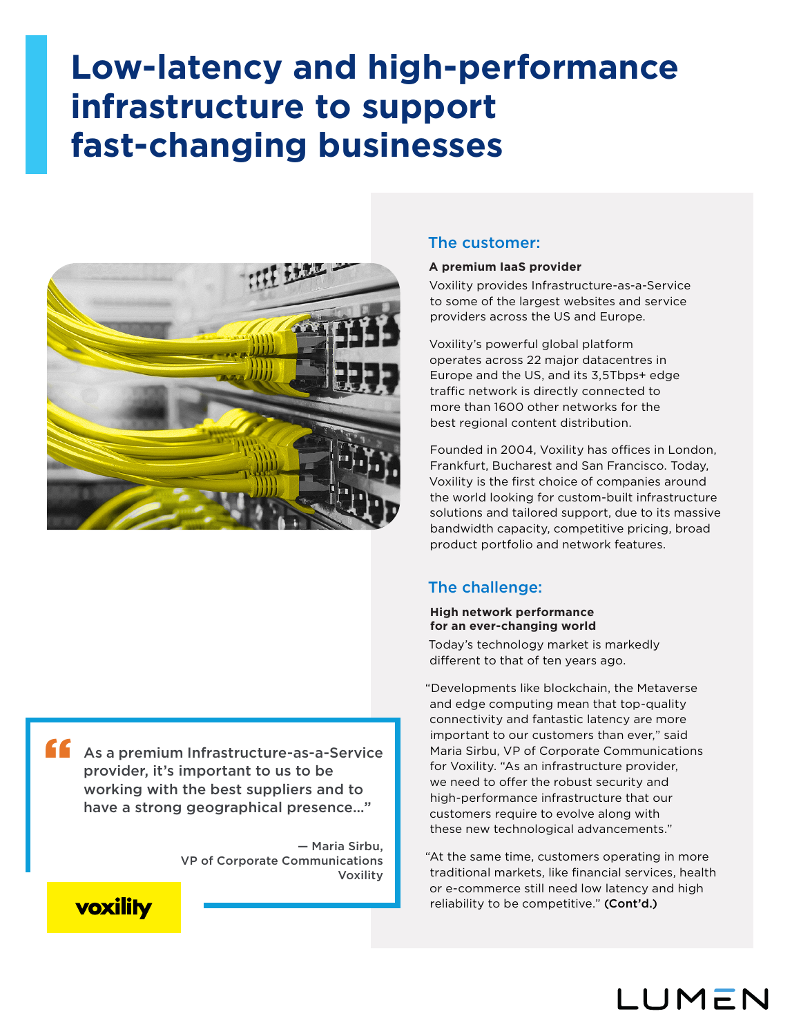# Low-latency and high-performance infrastructure to support fast-changing businesses

## The customer:

**A premium IaaS provider**

Voxility provides Infrastructure-as-a-Service to some of the largest websites and service providers across the US and Europe.

Voxility's powerful global platform operates across 22 major datacentres in Europe and the US, and its 3,5Tbps+ edge traffic network is directly connected to more than 1600 other networks for the best regional content distribution.

Founded in 2004, Voxility has offices in London, Frankfurt, Bucharest and San Francisco. Today, Voxility is the first choice of companies around the world looking for custom-built infrastructure solutions and tailored support, due to its massive bandwidth capacity, competitive pricing, broad product portfolio and network features.

## The challenge:

**High network performance for an ever-changing world**

Today's technology market is markedly different to that of ten years ago.

"Developments like blockchain, the Metaverse and edge computing mean that top-quality connectivity and fantastic latency are more important to our customers than ever," said Maria Sirbu, VP of Corporate Communications for Voxility. "As an infrastructure provider, we need to offer the robust security and high-performance infrastructure that our customers require to evolve along with these new technological advancements."

"At the same time, customers operating in more traditional markets, like financial services, health or e-commerce still need low latency and high reliability to be competitive." **(Cont'd.)**

> "As a premium Infrastructure-as-a-Service provider, it's important to us to be working with the best suppliers and to have a strong geographical presence..."
>
> — Maria Sirbu, VP of Corporate Communications Voxility

voxility

LUMEN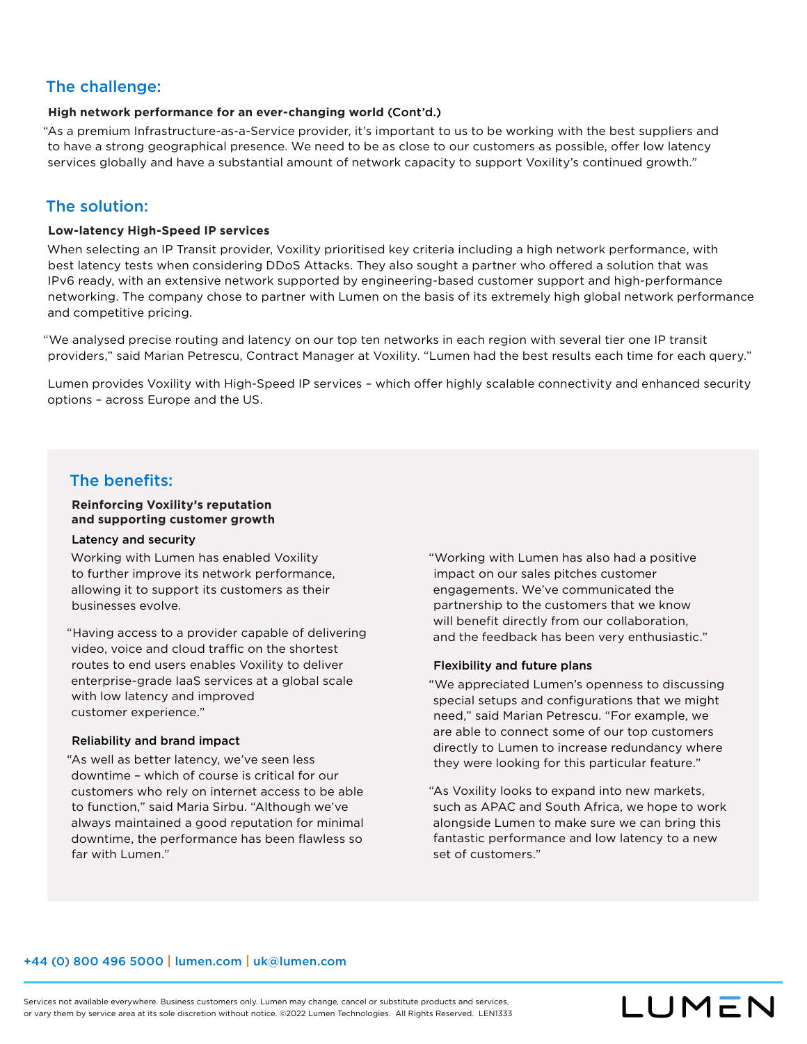## The challenge:

**High network performance for an ever-changing world (Cont'd.)**

"As a premium Infrastructure-as-a-Service provider, it's important to us to be working with the best suppliers and to have a strong geographical presence. We need to be as close to our customers as possible, offer low latency services globally and have a substantial amount of network capacity to support Voxility's continued growth."

## The solution:

**Low-latency High-Speed IP services**

When selecting an IP Transit provider, Voxility prioritised key criteria including a high network performance, with best latency tests when considering DDoS Attacks. They also sought a partner who offered a solution that was IPv6 ready, with an extensive network supported by engineering-based customer support and high-performance networking. The company chose to partner with Lumen on the basis of its extremely high global network performance and competitive pricing.

"We analysed precise routing and latency on our top ten networks in each region with several tier one IP transit providers," said Marian Petrescu, Contract Manager at Voxility. "Lumen had the best results each time for each query."

Lumen provides Voxility with High-Speed IP services – which offer highly scalable connectivity and enhanced security options – across Europe and the US.

## The benefits:

**Reinforcing Voxility's reputation and supporting customer growth**

### Latency and security

Working with Lumen has enabled Voxility to further improve its network performance, allowing it to support its customers as their businesses evolve.

"Having access to a provider capable of delivering video, voice and cloud traffic on the shortest routes to end users enables Voxility to deliver enterprise-grade IaaS services at a global scale with low latency and improved customer experience."

### Reliability and brand impact

"As well as better latency, we've seen less downtime – which of course is critical for our customers who rely on internet access to be able to function," said Maria Sirbu. "Although we've always maintained a good reputation for minimal downtime, the performance has been flawless so far with Lumen."

"Working with Lumen has also had a positive impact on our sales pitches customer engagements. We've communicated the partnership to the customers that we know will benefit directly from our collaboration, and the feedback has been very enthusiastic."

### Flexibility and future plans

"We appreciated Lumen's openness to discussing special setups and configurations that we might need," said Marian Petrescu. "For example, we are able to connect some of our top customers directly to Lumen to increase redundancy where they were looking for this particular feature."

"As Voxility looks to expand into new markets, such as APAC and South Africa, we hope to work alongside Lumen to make sure we can bring this fantastic performance and low latency to a new set of customers."

+44 (0) 800 496 5000 | lumen.com | uk@lumen.com

Services not available everywhere. Business customers only. Lumen may change, cancel or substitute products and services, or vary them by service area at its sole discretion without notice. ©2022 Lumen Technologies. All Rights Reserved. LEN1333

LUMEN